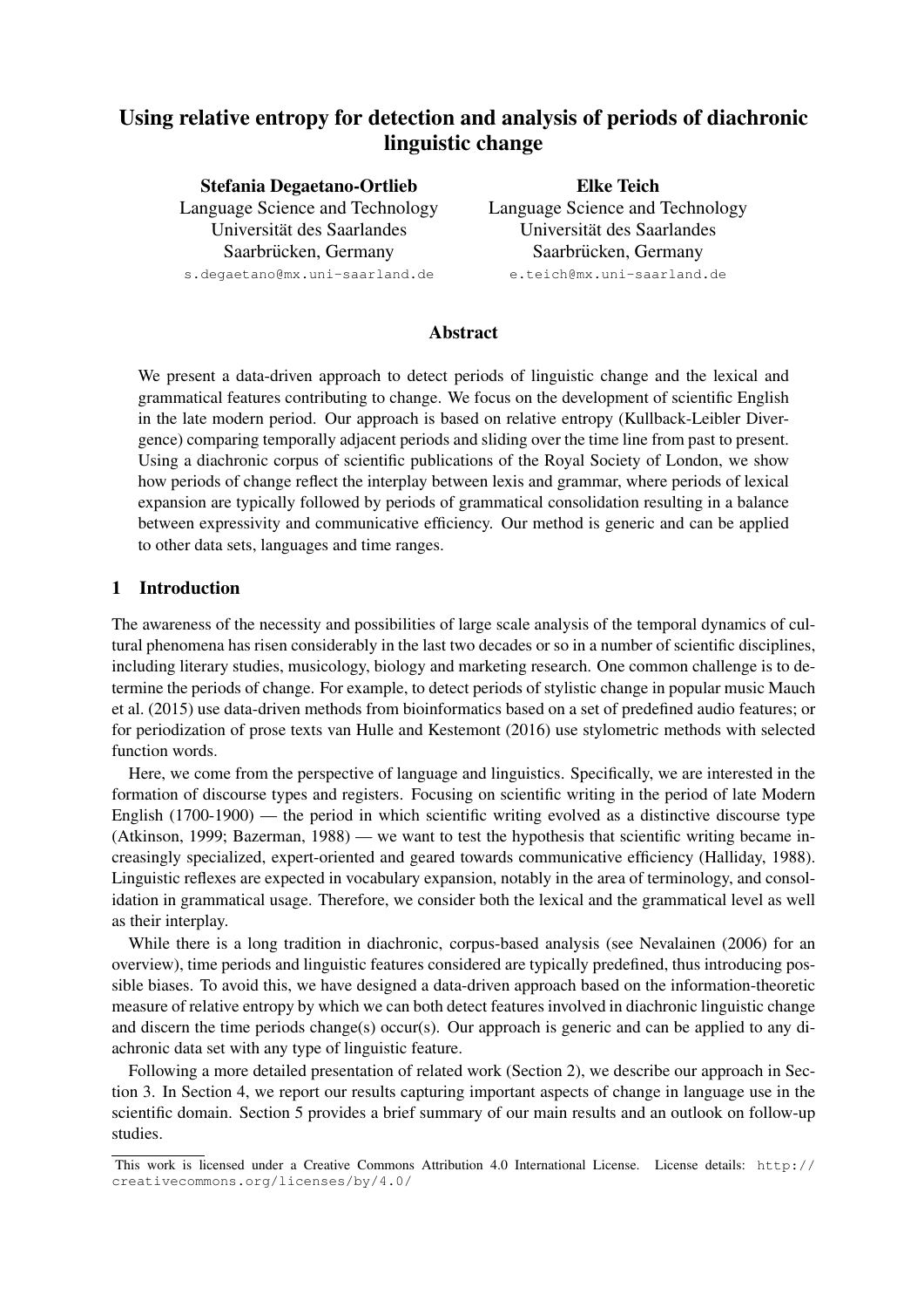# Using relative entropy for detection and analysis of periods of diachronic linguistic change

**Stefania Degaetano-Ortlieb**
Language Science and Technology
Universität des Saarlandes
Saarbrücken, Germany
s.degaetano@mx.uni-saarland.de

**Elke Teich**
Language Science and Technology
Universität des Saarlandes
Saarbrücken, Germany
e.teich@mx.uni-saarland.de

## Abstract

We present a data-driven approach to detect periods of linguistic change and the lexical and grammatical features contributing to change. We focus on the development of scientific English in the late modern period. Our approach is based on relative entropy (Kullback-Leibler Divergence) comparing temporally adjacent periods and sliding over the time line from past to present. Using a diachronic corpus of scientific publications of the Royal Society of London, we show how periods of change reflect the interplay between lexis and grammar, where periods of lexical expansion are typically followed by periods of grammatical consolidation resulting in a balance between expressivity and communicative efficiency. Our method is generic and can be applied to other data sets, languages and time ranges.

## 1 Introduction

The awareness of the necessity and possibilities of large scale analysis of the temporal dynamics of cultural phenomena has risen considerably in the last two decades or so in a number of scientific disciplines, including literary studies, musicology, biology and marketing research. One common challenge is to determine the periods of change. For example, to detect periods of stylistic change in popular music Mauch et al. (2015) use data-driven methods from bioinformatics based on a set of predefined audio features; or for periodization of prose texts van Hulle and Kestemont (2016) use stylometric methods with selected function words.

Here, we come from the perspective of language and linguistics. Specifically, we are interested in the formation of discourse types and registers. Focusing on scientific writing in the period of late Modern English (1700-1900) — the period in which scientific writing evolved as a distinctive discourse type (Atkinson, 1999; Bazerman, 1988) — we want to test the hypothesis that scientific writing became increasingly specialized, expert-oriented and geared towards communicative efficiency (Halliday, 1988). Linguistic reflexes are expected in vocabulary expansion, notably in the area of terminology, and consolidation in grammatical usage. Therefore, we consider both the lexical and the grammatical level as well as their interplay.

While there is a long tradition in diachronic, corpus-based analysis (see Nevalainen (2006) for an overview), time periods and linguistic features considered are typically predefined, thus introducing possible biases. To avoid this, we have designed a data-driven approach based on the information-theoretic measure of relative entropy by which we can both detect features involved in diachronic linguistic change and discern the time periods change(s) occur(s). Our approach is generic and can be applied to any diachronic data set with any type of linguistic feature.

Following a more detailed presentation of related work (Section 2), we describe our approach in Section 3. In Section 4, we report our results capturing important aspects of change in language use in the scientific domain. Section 5 provides a brief summary of our main results and an outlook on follow-up studies.

This work is licensed under a Creative Commons Attribution 4.0 International License. License details: http://creativecommons.org/licenses/by/4.0/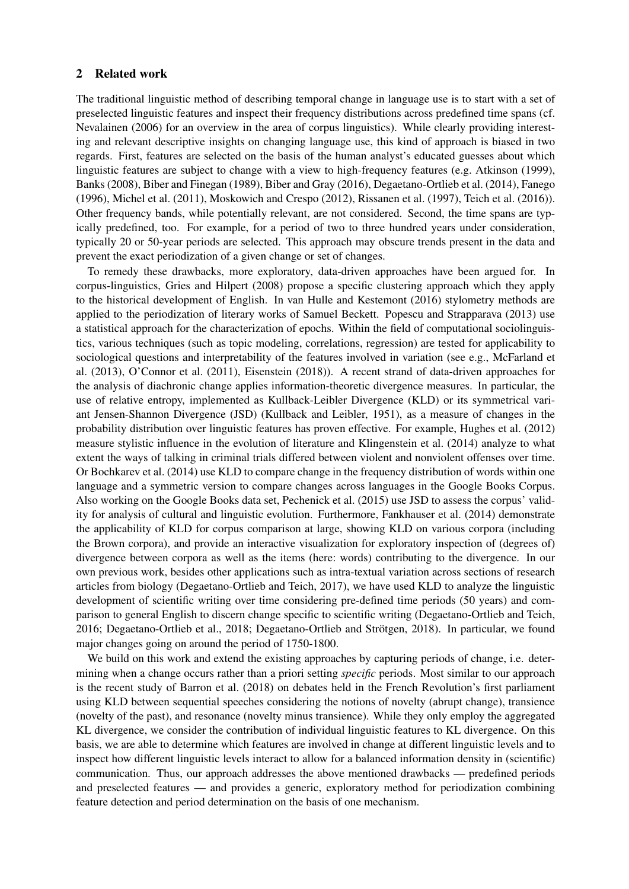## 2 Related work

The traditional linguistic method of describing temporal change in language use is to start with a set of preselected linguistic features and inspect their frequency distributions across predefined time spans (cf. Nevalainen (2006) for an overview in the area of corpus linguistics). While clearly providing interesting and relevant descriptive insights on changing language use, this kind of approach is biased in two regards. First, features are selected on the basis of the human analyst's educated guesses about which linguistic features are subject to change with a view to high-frequency features (e.g. Atkinson (1999), Banks (2008), Biber and Finegan (1989), Biber and Gray (2016), Degaetano-Ortlieb et al. (2014), Fanego (1996), Michel et al. (2011), Moskowich and Crespo (2012), Rissanen et al. (1997), Teich et al. (2016)). Other frequency bands, while potentially relevant, are not considered. Second, the time spans are typically predefined, too. For example, for a period of two to three hundred years under consideration, typically 20 or 50-year periods are selected. This approach may obscure trends present in the data and prevent the exact periodization of a given change or set of changes.

To remedy these drawbacks, more exploratory, data-driven approaches have been argued for. In corpus-linguistics, Gries and Hilpert (2008) propose a specific clustering approach which they apply to the historical development of English. In van Hulle and Kestemont (2016) stylometry methods are applied to the periodization of literary works of Samuel Beckett. Popescu and Strapparava (2013) use a statistical approach for the characterization of epochs. Within the field of computational sociolinguistics, various techniques (such as topic modeling, correlations, regression) are tested for applicability to sociological questions and interpretability of the features involved in variation (see e.g., McFarland et al. (2013), O'Connor et al. (2011), Eisenstein (2018)). A recent strand of data-driven approaches for the analysis of diachronic change applies information-theoretic divergence measures. In particular, the use of relative entropy, implemented as Kullback-Leibler Divergence (KLD) or its symmetrical variant Jensen-Shannon Divergence (JSD) (Kullback and Leibler, 1951), as a measure of changes in the probability distribution over linguistic features has proven effective. For example, Hughes et al. (2012) measure stylistic influence in the evolution of literature and Klingenstein et al. (2014) analyze to what extent the ways of talking in criminal trials differed between violent and nonviolent offenses over time. Or Bochkarev et al. (2014) use KLD to compare change in the frequency distribution of words within one language and a symmetric version to compare changes across languages in the Google Books Corpus. Also working on the Google Books data set, Pechenick et al. (2015) use JSD to assess the corpus' validity for analysis of cultural and linguistic evolution. Furthermore, Fankhauser et al. (2014) demonstrate the applicability of KLD for corpus comparison at large, showing KLD on various corpora (including the Brown corpora), and provide an interactive visualization for exploratory inspection of (degrees of) divergence between corpora as well as the items (here: words) contributing to the divergence. In our own previous work, besides other applications such as intra-textual variation across sections of research articles from biology (Degaetano-Ortlieb and Teich, 2017), we have used KLD to analyze the linguistic development of scientific writing over time considering pre-defined time periods (50 years) and comparison to general English to discern change specific to scientific writing (Degaetano-Ortlieb and Teich, 2016; Degaetano-Ortlieb et al., 2018; Degaetano-Ortlieb and Strötgen, 2018). In particular, we found major changes going on around the period of 1750-1800.

We build on this work and extend the existing approaches by capturing periods of change, i.e. determining when a change occurs rather than a priori setting *specific* periods. Most similar to our approach is the recent study of Barron et al. (2018) on debates held in the French Revolution's first parliament using KLD between sequential speeches considering the notions of novelty (abrupt change), transience (novelty of the past), and resonance (novelty minus transience). While they only employ the aggregated KL divergence, we consider the contribution of individual linguistic features to KL divergence. On this basis, we are able to determine which features are involved in change at different linguistic levels and to inspect how different linguistic levels interact to allow for a balanced information density in (scientific) communication. Thus, our approach addresses the above mentioned drawbacks — predefined periods and preselected features — and provides a generic, exploratory method for periodization combining feature detection and period determination on the basis of one mechanism.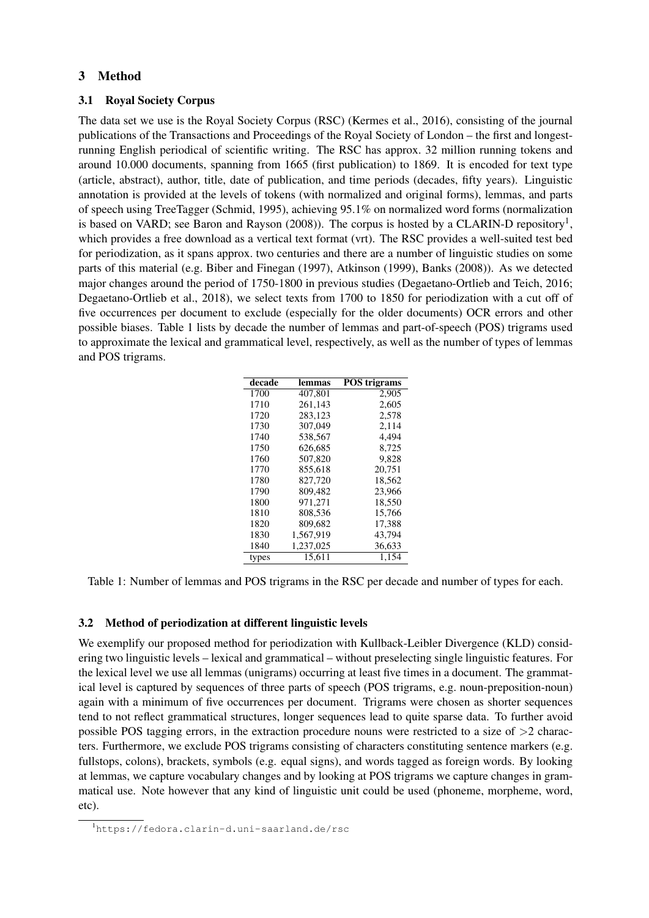## 3 Method

### 3.1 Royal Society Corpus

The data set we use is the Royal Society Corpus (RSC) (Kermes et al., 2016), consisting of the journal publications of the Transactions and Proceedings of the Royal Society of London – the first and longest-running English periodical of scientific writing. The RSC has approx. 32 million running tokens and around 10.000 documents, spanning from 1665 (first publication) to 1869. It is encoded for text type (article, abstract), author, title, date of publication, and time periods (decades, fifty years). Linguistic annotation is provided at the levels of tokens (with normalized and original forms), lemmas, and parts of speech using TreeTagger (Schmid, 1995), achieving 95.1% on normalized word forms (normalization is based on VARD; see Baron and Rayson (2008)). The corpus is hosted by a CLARIN-D repository[1], which provides a free download as a vertical text format (vrt). The RSC provides a well-suited test bed for periodization, as it spans approx. two centuries and there are a number of linguistic studies on some parts of this material (e.g. Biber and Finegan (1997), Atkinson (1999), Banks (2008)). As we detected major changes around the period of 1750-1800 in previous studies (Degaetano-Ortlieb and Teich, 2016; Degaetano-Ortlieb et al., 2018), we select texts from 1700 to 1850 for periodization with a cut off of five occurrences per document to exclude (especially for the older documents) OCR errors and other possible biases. Table 1 lists by decade the number of lemmas and part-of-speech (POS) trigrams used to approximate the lexical and grammatical level, respectively, as well as the number of types of lemmas and POS trigrams.

| decade | lemmas | POS trigrams |
|---|---:|---:|
| 1700 | 407,801 | 2,905 |
| 1710 | 261,143 | 2,605 |
| 1720 | 283,123 | 2,578 |
| 1730 | 307,049 | 2,114 |
| 1740 | 538,567 | 4,494 |
| 1750 | 626,685 | 8,725 |
| 1760 | 507,820 | 9,828 |
| 1770 | 855,618 | 20,751 |
| 1780 | 827,720 | 18,562 |
| 1790 | 809,482 | 23,966 |
| 1800 | 971,271 | 18,550 |
| 1810 | 808,536 | 15,766 |
| 1820 | 809,682 | 17,388 |
| 1830 | 1,567,919 | 43,794 |
| 1840 | 1,237,025 | 36,633 |
| types | 15,611 | 1,154 |

Table 1: Number of lemmas and POS trigrams in the RSC per decade and number of types for each.

### 3.2 Method of periodization at different linguistic levels

We exemplify our proposed method for periodization with Kullback-Leibler Divergence (KLD) considering two linguistic levels – lexical and grammatical – without preselecting single linguistic features. For the lexical level we use all lemmas (unigrams) occurring at least five times in a document. The grammatical level is captured by sequences of three parts of speech (POS trigrams, e.g. noun-preposition-noun) again with a minimum of five occurrences per document. Trigrams were chosen as shorter sequences tend to not reflect grammatical structures, longer sequences lead to quite sparse data. To further avoid possible POS tagging errors, in the extraction procedure nouns were restricted to a size of $>2$ characters. Furthermore, we exclude POS trigrams consisting of characters constituting sentence markers (e.g. fullstops, colons), brackets, symbols (e.g. equal signs), and words tagged as foreign words. By looking at lemmas, we capture vocabulary changes and by looking at POS trigrams we capture changes in grammatical use. Note however that any kind of linguistic unit could be used (phoneme, morpheme, word, etc).

[1] https://fedora.clarin-d.uni-saarland.de/rsc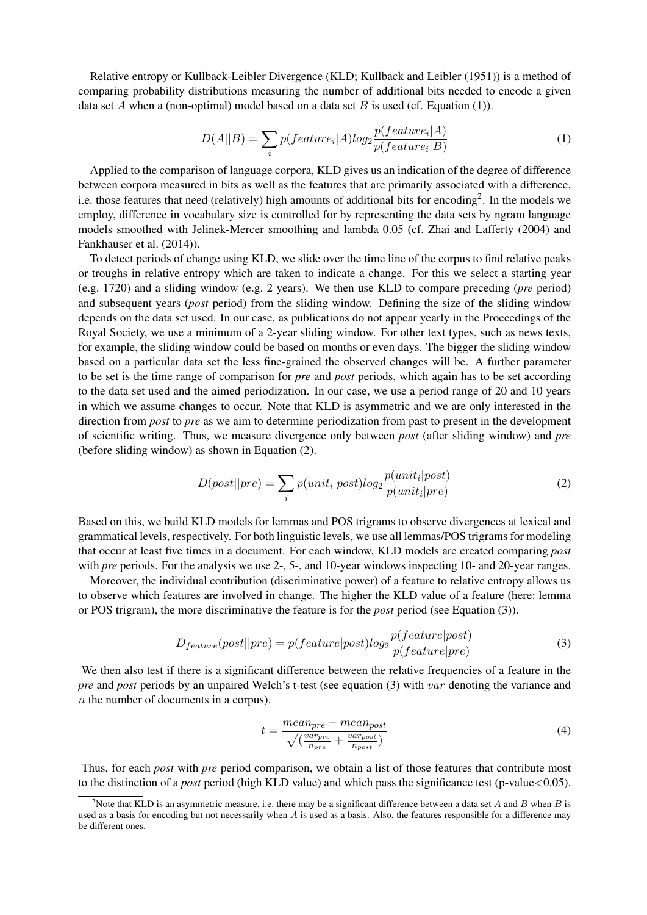Relative entropy or Kullback-Leibler Divergence (KLD; Kullback and Leibler (1951)) is a method of comparing probability distributions measuring the number of additional bits needed to encode a given data set $A$ when a (non-optimal) model based on a data set $B$ is used (cf. Equation (1)).

$$D(A||B) = \sum_{i} p(feature_i|A) log_2 \frac{p(feature_i|A)}{p(feature_i|B)} \tag{1}$$

Applied to the comparison of language corpora, KLD gives us an indication of the degree of difference between corpora measured in bits as well as the features that are primarily associated with a difference, i.e. those features that need (relatively) high amounts of additional bits for encoding[2]. In the models we employ, difference in vocabulary size is controlled for by representing the data sets by ngram language models smoothed with Jelinek-Mercer smoothing and lambda 0.05 (cf. Zhai and Lafferty (2004) and Fankhauser et al. (2014)).

To detect periods of change using KLD, we slide over the time line of the corpus to find relative peaks or troughs in relative entropy which are taken to indicate a change. For this we select a starting year (e.g. 1720) and a sliding window (e.g. 2 years). We then use KLD to compare preceding (*pre* period) and subsequent years (*post* period) from the sliding window. Defining the size of the sliding window depends on the data set used. In our case, as publications do not appear yearly in the Proceedings of the Royal Society, we use a minimum of a 2-year sliding window. For other text types, such as news texts, for example, the sliding window could be based on months or even days. The bigger the sliding window based on a particular data set the less fine-grained the observed changes will be. A further parameter to be set is the time range of comparison for *pre* and *post* periods, which again has to be set according to the data set used and the aimed periodization. In our case, we use a period range of 20 and 10 years in which we assume changes to occur. Note that KLD is asymmetric and we are only interested in the direction from *post* to *pre* as we aim to determine periodization from past to present in the development of scientific writing. Thus, we measure divergence only between *post* (after sliding window) and *pre* (before sliding window) as shown in Equation (2).

$$D(post||pre) = \sum_{i} p(unit_i|post) log_2 \frac{p(unit_i|post)}{p(unit_i|pre)} \tag{2}$$

Based on this, we build KLD models for lemmas and POS trigrams to observe divergences at lexical and grammatical levels, respectively. For both linguistic levels, we use all lemmas/POS trigrams for modeling that occur at least five times in a document. For each window, KLD models are created comparing *post* with *pre* periods. For the analysis we use 2-, 5-, and 10-year windows inspecting 10- and 20-year ranges.

Moreover, the individual contribution (discriminative power) of a feature to relative entropy allows us to observe which features are involved in change. The higher the KLD value of a feature (here: lemma or POS trigram), the more discriminative the feature is for the *post* period (see Equation (3)).

$$D_{feature}(post||pre) = p(feature|post) log_2 \frac{p(feature|post)}{p(feature|pre)} \tag{3}$$

We then also test if there is a significant difference between the relative frequencies of a feature in the *pre* and *post* periods by an unpaired Welch's t-test (see equation (3) with $var$ denoting the variance and $n$ the number of documents in a corpus).

$$t = \frac{mean_{pre} - mean_{post}}{\sqrt(\frac{var_{pre}}{n_{pre}} + \frac{var_{post}}{n_{post}})} \tag{4}$$

Thus, for each *post* with *pre* period comparison, we obtain a list of those features that contribute most to the distinction of a *post* period (high KLD value) and which pass the significance test (p-value$<$0.05).

[2] Note that KLD is an asymmetric measure, i.e. there may be a significant difference between a data set $A$ and $B$ when $B$ is used as a basis for encoding but not necessarily when $A$ is used as a basis. Also, the features responsible for a difference may be different ones.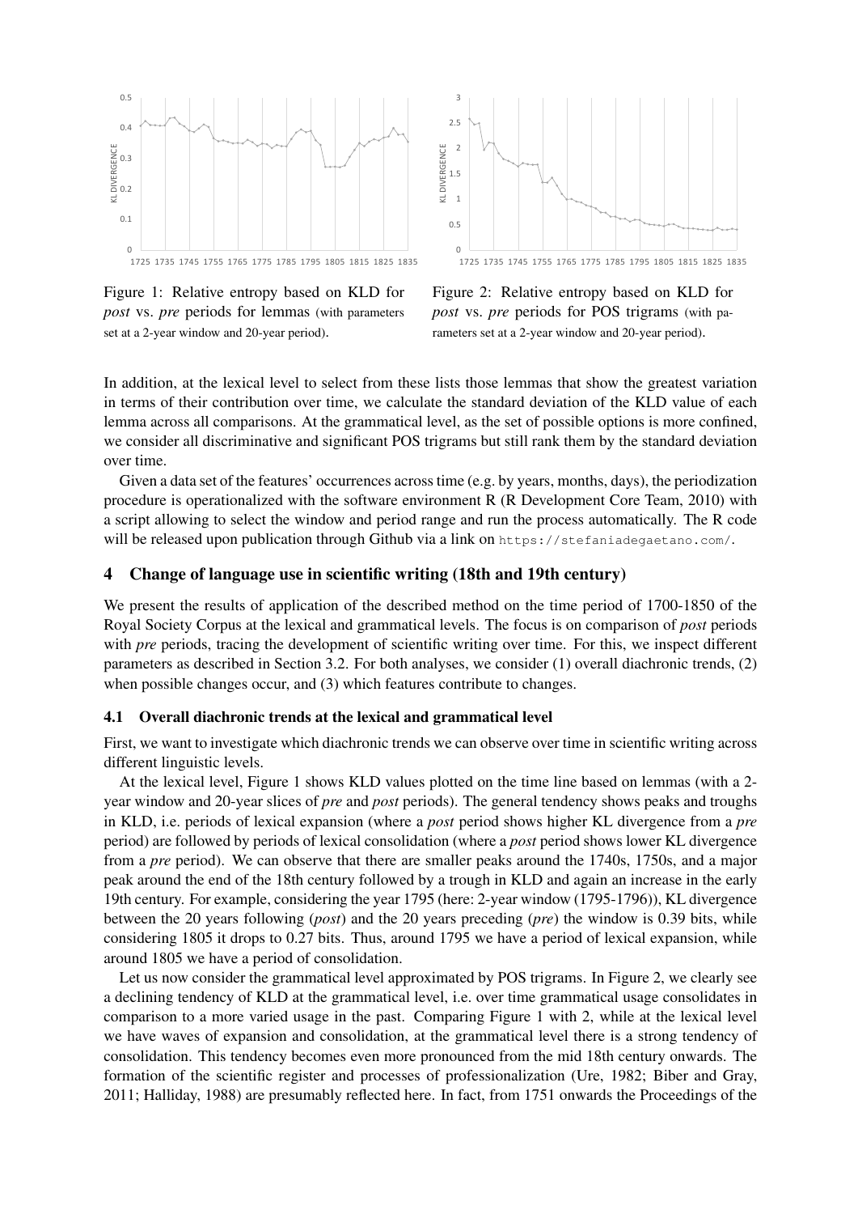Figure 1: Relative entropy based on KLD for *post* vs. *pre* periods for lemmas (with parameters set at a 2-year window and 20-year period).

Figure 2: Relative entropy based on KLD for *post* vs. *pre* periods for POS trigrams (with parameters set at a 2-year window and 20-year period).

In addition, at the lexical level to select from these lists those lemmas that show the greatest variation in terms of their contribution over time, we calculate the standard deviation of the KLD value of each lemma across all comparisons. At the grammatical level, as the set of possible options is more confined, we consider all discriminative and significant POS trigrams but still rank them by the standard deviation over time.

Given a data set of the features' occurrences across time (e.g. by years, months, days), the periodization procedure is operationalized with the software environment R (R Development Core Team, 2010) with a script allowing to select the window and period range and run the process automatically. The R code will be released upon publication through Github via a link on `https://stefaniadegaetano.com/`.

## 4 Change of language use in scientific writing (18th and 19th century)

We present the results of application of the described method on the time period of 1700-1850 of the Royal Society Corpus at the lexical and grammatical levels. The focus is on comparison of *post* periods with *pre* periods, tracing the development of scientific writing over time. For this, we inspect different parameters as described in Section 3.2. For both analyses, we consider (1) overall diachronic trends, (2) when possible changes occur, and (3) which features contribute to changes.

### 4.1 Overall diachronic trends at the lexical and grammatical level

First, we want to investigate which diachronic trends we can observe over time in scientific writing across different linguistic levels.

At the lexical level, Figure 1 shows KLD values plotted on the time line based on lemmas (with a 2-year window and 20-year slices of *pre* and *post* periods). The general tendency shows peaks and troughs in KLD, i.e. periods of lexical expansion (where a *post* period shows higher KL divergence from a *pre* period) are followed by periods of lexical consolidation (where a *post* period shows lower KL divergence from a *pre* period). We can observe that there are smaller peaks around the 1740s, 1750s, and a major peak around the end of the 18th century followed by a trough in KLD and again an increase in the early 19th century. For example, considering the year 1795 (here: 2-year window (1795-1796)), KL divergence between the 20 years following (*post*) and the 20 years preceding (*pre*) the window is 0.39 bits, while considering 1805 it drops to 0.27 bits. Thus, around 1795 we have a period of lexical expansion, while around 1805 we have a period of consolidation.

Let us now consider the grammatical level approximated by POS trigrams. In Figure 2, we clearly see a declining tendency of KLD at the grammatical level, i.e. over time grammatical usage consolidates in comparison to a more varied usage in the past. Comparing Figure 1 with 2, while at the lexical level we have waves of expansion and consolidation, at the grammatical level there is a strong tendency of consolidation. This tendency becomes even more pronounced from the mid 18th century onwards. The formation of the scientific register and processes of professionalization (Ure, 1982; Biber and Gray, 2011; Halliday, 1988) are presumably reflected here. In fact, from 1751 onwards the Proceedings of the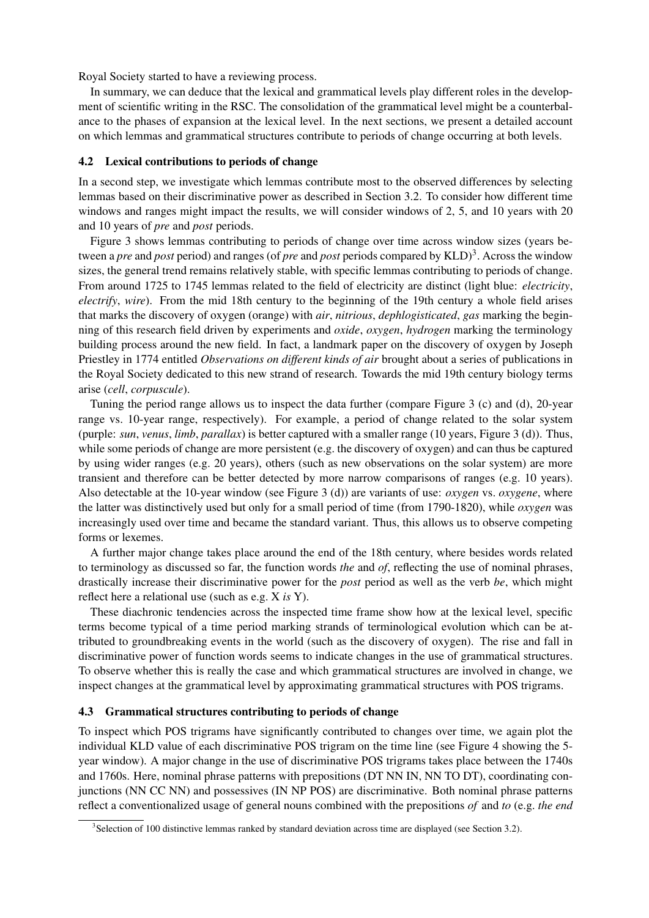Royal Society started to have a reviewing process.

In summary, we can deduce that the lexical and grammatical levels play different roles in the development of scientific writing in the RSC. The consolidation of the grammatical level might be a counterbalance to the phases of expansion at the lexical level. In the next sections, we present a detailed account on which lemmas and grammatical structures contribute to periods of change occurring at both levels.

### 4.2 Lexical contributions to periods of change

In a second step, we investigate which lemmas contribute most to the observed differences by selecting lemmas based on their discriminative power as described in Section 3.2. To consider how different time windows and ranges might impact the results, we will consider windows of 2, 5, and 10 years with 20 and 10 years of *pre* and *post* periods.

Figure 3 shows lemmas contributing to periods of change over time across window sizes (years between a *pre* and *post* period) and ranges (of *pre* and *post* periods compared by KLD)[3]. Across the window sizes, the general trend remains relatively stable, with specific lemmas contributing to periods of change. From around 1725 to 1745 lemmas related to the field of electricity are distinct (light blue: *electricity*, *electrify*, *wire*). From the mid 18th century to the beginning of the 19th century a whole field arises that marks the discovery of oxygen (orange) with *air*, *nitrious*, *dephlogisticated*, *gas* marking the beginning of this research field driven by experiments and *oxide*, *oxygen*, *hydrogen* marking the terminology building process around the new field. In fact, a landmark paper on the discovery of oxygen by Joseph Priestley in 1774 entitled *Observations on different kinds of air* brought about a series of publications in the Royal Society dedicated to this new strand of research. Towards the mid 19th century biology terms arise (*cell*, *corpuscule*).

Tuning the period range allows us to inspect the data further (compare Figure 3 (c) and (d), 20-year range vs. 10-year range, respectively). For example, a period of change related to the solar system (purple: *sun*, *venus*, *limb*, *parallax*) is better captured with a smaller range (10 years, Figure 3 (d)). Thus, while some periods of change are more persistent (e.g. the discovery of oxygen) and can thus be captured by using wider ranges (e.g. 20 years), others (such as new observations on the solar system) are more transient and therefore can be better detected by more narrow comparisons of ranges (e.g. 10 years). Also detectable at the 10-year window (see Figure 3 (d)) are variants of use: *oxygen* vs. *oxygene*, where the latter was distinctively used but only for a small period of time (from 1790-1820), while *oxygen* was increasingly used over time and became the standard variant. Thus, this allows us to observe competing forms or lexemes.

A further major change takes place around the end of the 18th century, where besides words related to terminology as discussed so far, the function words *the* and *of*, reflecting the use of nominal phrases, drastically increase their discriminative power for the *post* period as well as the verb *be*, which might reflect here a relational use (such as e.g. X *is* Y).

These diachronic tendencies across the inspected time frame show how at the lexical level, specific terms become typical of a time period marking strands of terminological evolution which can be attributed to groundbreaking events in the world (such as the discovery of oxygen). The rise and fall in discriminative power of function words seems to indicate changes in the use of grammatical structures. To observe whether this is really the case and which grammatical structures are involved in change, we inspect changes at the grammatical level by approximating grammatical structures with POS trigrams.

### 4.3 Grammatical structures contributing to periods of change

To inspect which POS trigrams have significantly contributed to changes over time, we again plot the individual KLD value of each discriminative POS trigram on the time line (see Figure 4 showing the 5-year window). A major change in the use of discriminative POS trigrams takes place between the 1740s and 1760s. Here, nominal phrase patterns with prepositions (DT NN IN, NN TO DT), coordinating conjunctions (NN CC NN) and possessives (IN NP POS) are discriminative. Both nominal phrase patterns reflect a conventionalized usage of general nouns combined with the prepositions *of* and *to* (e.g. *the end*

[3]Selection of 100 distinctive lemmas ranked by standard deviation across time are displayed (see Section 3.2).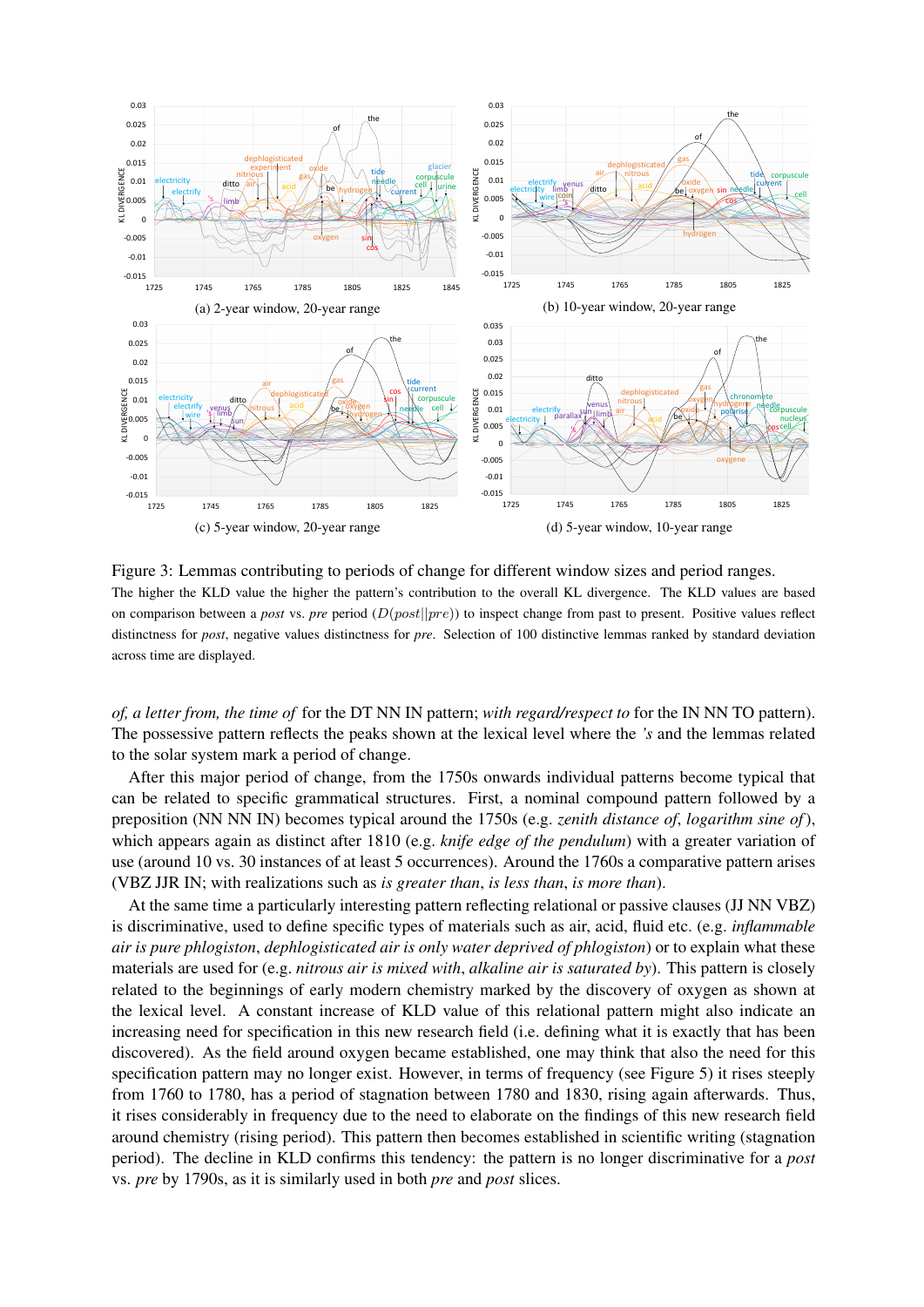(a) 2-year window, 20-year range

(b) 10-year window, 20-year range

(c) 5-year window, 20-year range

(d) 5-year window, 10-year range

Figure 3: Lemmas contributing to periods of change for different window sizes and period ranges. The higher the KLD value the higher the pattern's contribution to the overall KL divergence. The KLD values are based on comparison between a *post* vs. *pre* period ($D(post||pre)$) to inspect change from past to present. Positive values reflect distinctness for *post*, negative values distinctness for *pre*. Selection of 100 distinctive lemmas ranked by standard deviation across time are displayed.

*of, a letter from, the time of* for the DT NN IN pattern; *with regard/respect to* for the IN NN TO pattern). The possessive pattern reflects the peaks shown at the lexical level where the *'s* and the lemmas related to the solar system mark a period of change.

After this major period of change, from the 1750s onwards individual patterns become typical that can be related to specific grammatical structures. First, a nominal compound pattern followed by a preposition (NN NN IN) becomes typical around the 1750s (e.g. *zenith distance of*, *logarithm sine of*), which appears again as distinct after 1810 (e.g. *knife edge of the pendulum*) with a greater variation of use (around 10 vs. 30 instances of at least 5 occurrences). Around the 1760s a comparative pattern arises (VBZ JJR IN; with realizations such as *is greater than*, *is less than*, *is more than*).

At the same time a particularly interesting pattern reflecting relational or passive clauses (JJ NN VBZ) is discriminative, used to define specific types of materials such as air, acid, fluid etc. (e.g. *inflammable air is pure phlogiston*, *dephlogisticated air is only water deprived of phlogiston*) or to explain what these materials are used for (e.g. *nitrous air is mixed with*, *alkaline air is saturated by*). This pattern is closely related to the beginnings of early modern chemistry marked by the discovery of oxygen as shown at the lexical level. A constant increase of KLD value of this relational pattern might also indicate an increasing need for specification in this new research field (i.e. defining what it is exactly that has been discovered). As the field around oxygen became established, one may think that also the need for this specification pattern may no longer exist. However, in terms of frequency (see Figure 5) it rises steeply from 1760 to 1780, has a period of stagnation between 1780 and 1830, rising again afterwards. Thus, it rises considerably in frequency due to the need to elaborate on the findings of this new research field around chemistry (rising period). This pattern then becomes established in scientific writing (stagnation period). The decline in KLD confirms this tendency: the pattern is no longer discriminative for a *post* vs. *pre* by 1790s, as it is similarly used in both *pre* and *post* slices.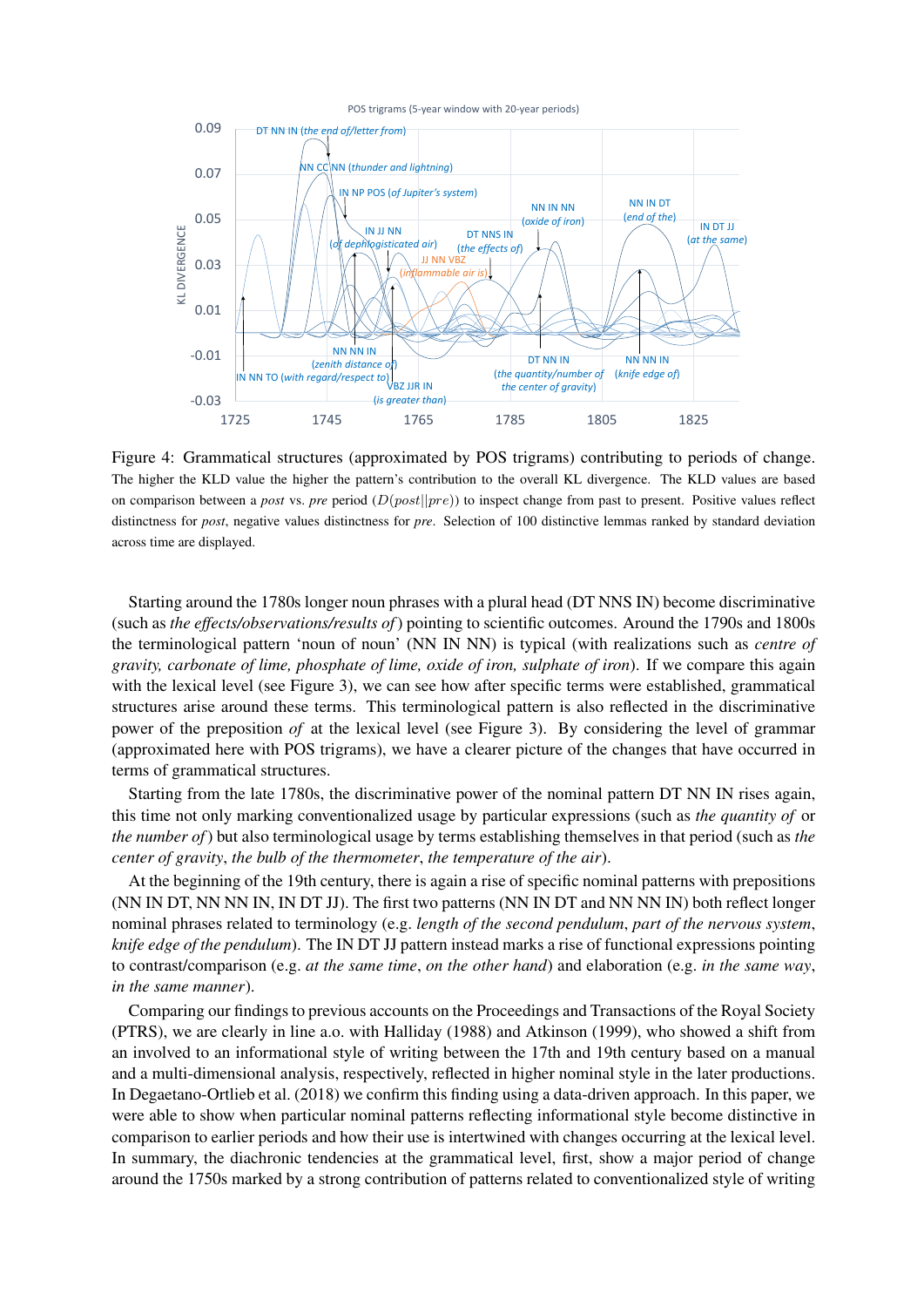Figure 4: Grammatical structures (approximated by POS trigrams) contributing to periods of change. The higher the KLD value the higher the pattern's contribution to the overall KL divergence. The KLD values are based on comparison between a *post* vs. *pre* period ($D(post||pre)$) to inspect change from past to present. Positive values reflect distinctness for *post*, negative values distinctness for *pre*. Selection of 100 distinctive lemmas ranked by standard deviation across time are displayed.

Starting around the 1780s longer noun phrases with a plural head (DT NNS IN) become discriminative (such as *the effects/observations/results of*) pointing to scientific outcomes. Around the 1790s and 1800s the terminological pattern 'noun of noun' (NN IN NN) is typical (with realizations such as *centre of gravity, carbonate of lime, phosphate of lime, oxide of iron, sulphate of iron*). If we compare this again with the lexical level (see Figure 3), we can see how after specific terms were established, grammatical structures arise around these terms. This terminological pattern is also reflected in the discriminative power of the preposition *of* at the lexical level (see Figure 3). By considering the level of grammar (approximated here with POS trigrams), we have a clearer picture of the changes that have occurred in terms of grammatical structures.

Starting from the late 1780s, the discriminative power of the nominal pattern DT NN IN rises again, this time not only marking conventionalized usage by particular expressions (such as *the quantity of* or *the number of*) but also terminological usage by terms establishing themselves in that period (such as *the center of gravity*, *the bulb of the thermometer*, *the temperature of the air*).

At the beginning of the 19th century, there is again a rise of specific nominal patterns with prepositions (NN IN DT, NN NN IN, IN DT JJ). The first two patterns (NN IN DT and NN NN IN) both reflect longer nominal phrases related to terminology (e.g. *length of the second pendulum*, *part of the nervous system*, *knife edge of the pendulum*). The IN DT JJ pattern instead marks a rise of functional expressions pointing to contrast/comparison (e.g. *at the same time*, *on the other hand*) and elaboration (e.g. *in the same way*, *in the same manner*).

Comparing our findings to previous accounts on the Proceedings and Transactions of the Royal Society (PTRS), we are clearly in line a.o. with Halliday (1988) and Atkinson (1999), who showed a shift from an involved to an informational style of writing between the 17th and 19th century based on a manual and a multi-dimensional analysis, respectively, reflected in higher nominal style in the later productions. In Degaetano-Ortlieb et al. (2018) we confirm this finding using a data-driven approach. In this paper, we were able to show when particular nominal patterns reflecting informational style become distinctive in comparison to earlier periods and how their use is intertwined with changes occurring at the lexical level. In summary, the diachronic tendencies at the grammatical level, first, show a major period of change around the 1750s marked by a strong contribution of patterns related to conventionalized style of writing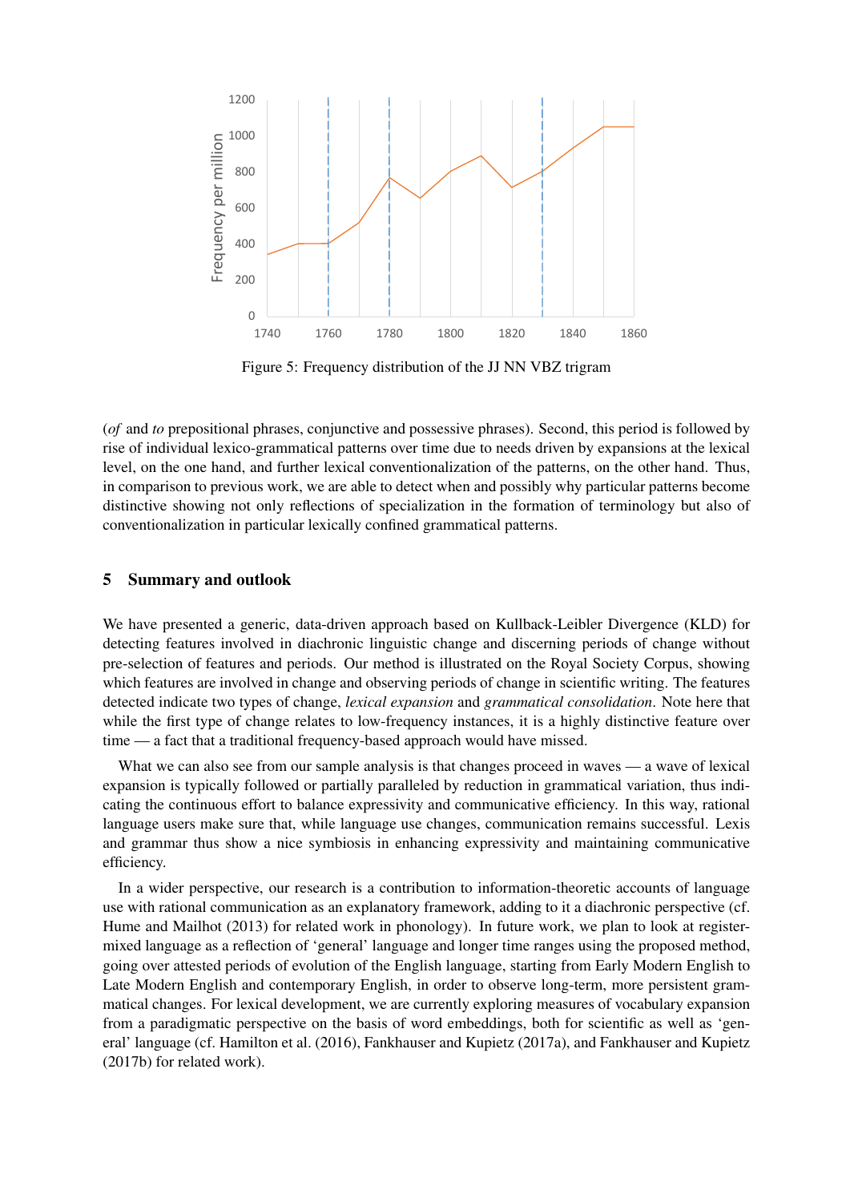Figure 5: Frequency distribution of the JJ NN VBZ trigram

(*of* and *to* prepositional phrases, conjunctive and possessive phrases). Second, this period is followed by rise of individual lexico-grammatical patterns over time due to needs driven by expansions at the lexical level, on the one hand, and further lexical conventionalization of the patterns, on the other hand. Thus, in comparison to previous work, we are able to detect when and possibly why particular patterns become distinctive showing not only reflections of specialization in the formation of terminology but also of conventionalization in particular lexically confined grammatical patterns.

## 5 Summary and outlook

We have presented a generic, data-driven approach based on Kullback-Leibler Divergence (KLD) for detecting features involved in diachronic linguistic change and discerning periods of change without pre-selection of features and periods. Our method is illustrated on the Royal Society Corpus, showing which features are involved in change and observing periods of change in scientific writing. The features detected indicate two types of change, *lexical expansion* and *grammatical consolidation*. Note here that while the first type of change relates to low-frequency instances, it is a highly distinctive feature over time — a fact that a traditional frequency-based approach would have missed.

What we can also see from our sample analysis is that changes proceed in waves — a wave of lexical expansion is typically followed or partially paralleled by reduction in grammatical variation, thus indicating the continuous effort to balance expressivity and communicative efficiency. In this way, rational language users make sure that, while language use changes, communication remains successful. Lexis and grammar thus show a nice symbiosis in enhancing expressivity and maintaining communicative efficiency.

In a wider perspective, our research is a contribution to information-theoretic accounts of language use with rational communication as an explanatory framework, adding to it a diachronic perspective (cf. Hume and Mailhot (2013) for related work in phonology). In future work, we plan to look at register-mixed language as a reflection of 'general' language and longer time ranges using the proposed method, going over attested periods of evolution of the English language, starting from Early Modern English to Late Modern English and contemporary English, in order to observe long-term, more persistent grammatical changes. For lexical development, we are currently exploring measures of vocabulary expansion from a paradigmatic perspective on the basis of word embeddings, both for scientific as well as 'general' language (cf. Hamilton et al. (2016), Fankhauser and Kupietz (2017a), and Fankhauser and Kupietz (2017b) for related work).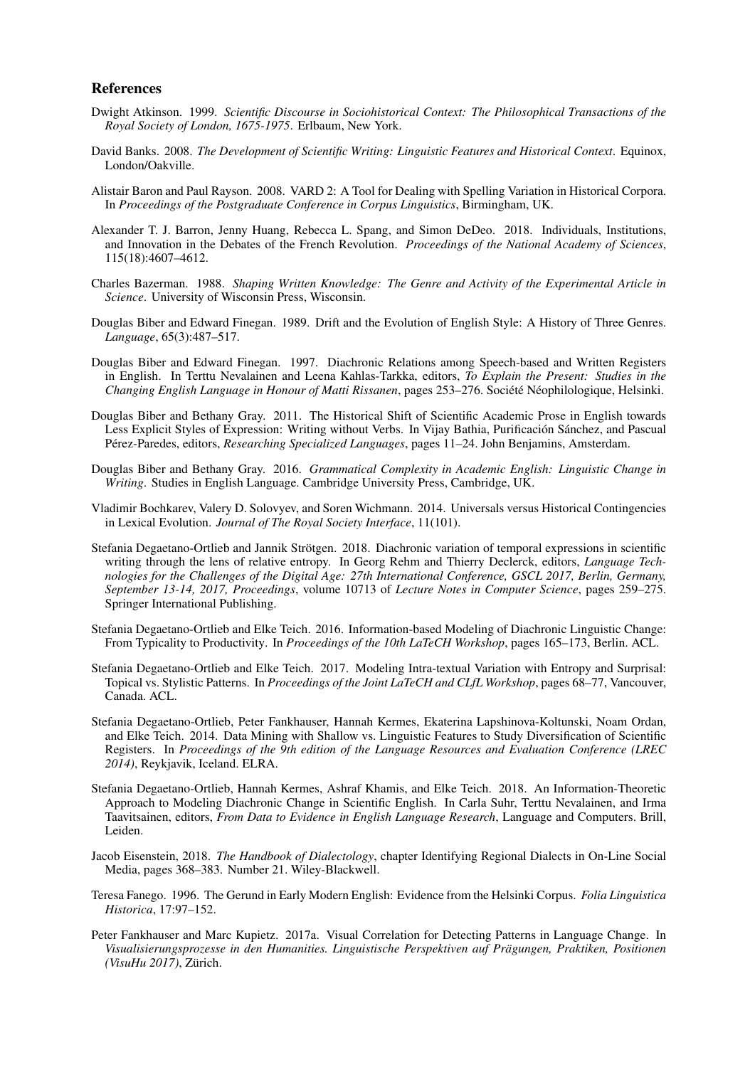## References

Dwight Atkinson. 1999. *Scientific Discourse in Sociohistorical Context: The Philosophical Transactions of the Royal Society of London, 1675-1975*. Erlbaum, New York.

David Banks. 2008. *The Development of Scientific Writing: Linguistic Features and Historical Context*. Equinox, London/Oakville.

Alistair Baron and Paul Rayson. 2008. VARD 2: A Tool for Dealing with Spelling Variation in Historical Corpora. In *Proceedings of the Postgraduate Conference in Corpus Linguistics*, Birmingham, UK.

Alexander T. J. Barron, Jenny Huang, Rebecca L. Spang, and Simon DeDeo. 2018. Individuals, Institutions, and Innovation in the Debates of the French Revolution. *Proceedings of the National Academy of Sciences*, 115(18):4607–4612.

Charles Bazerman. 1988. *Shaping Written Knowledge: The Genre and Activity of the Experimental Article in Science*. University of Wisconsin Press, Wisconsin.

Douglas Biber and Edward Finegan. 1989. Drift and the Evolution of English Style: A History of Three Genres. *Language*, 65(3):487–517.

Douglas Biber and Edward Finegan. 1997. Diachronic Relations among Speech-based and Written Registers in English. In Terttu Nevalainen and Leena Kahlas-Tarkka, editors, *To Explain the Present: Studies in the Changing English Language in Honour of Matti Rissanen*, pages 253–276. Société Néophilologique, Helsinki.

Douglas Biber and Bethany Gray. 2011. The Historical Shift of Scientific Academic Prose in English towards Less Explicit Styles of Expression: Writing without Verbs. In Vijay Bathia, Purificación Sánchez, and Pascual Pérez-Paredes, editors, *Researching Specialized Languages*, pages 11–24. John Benjamins, Amsterdam.

Douglas Biber and Bethany Gray. 2016. *Grammatical Complexity in Academic English: Linguistic Change in Writing*. Studies in English Language. Cambridge University Press, Cambridge, UK.

Vladimir Bochkarev, Valery D. Solovyev, and Soren Wichmann. 2014. Universals versus Historical Contingencies in Lexical Evolution. *Journal of The Royal Society Interface*, 11(101).

Stefania Degaetano-Ortlieb and Jannik Strötgen. 2018. Diachronic variation of temporal expressions in scientific writing through the lens of relative entropy. In Georg Rehm and Thierry Declerck, editors, *Language Technologies for the Challenges of the Digital Age: 27th International Conference, GSCL 2017, Berlin, Germany, September 13-14, 2017, Proceedings*, volume 10713 of *Lecture Notes in Computer Science*, pages 259–275. Springer International Publishing.

Stefania Degaetano-Ortlieb and Elke Teich. 2016. Information-based Modeling of Diachronic Linguistic Change: From Typicality to Productivity. In *Proceedings of the 10th LaTeCH Workshop*, pages 165–173, Berlin. ACL.

Stefania Degaetano-Ortlieb and Elke Teich. 2017. Modeling Intra-textual Variation with Entropy and Surprisal: Topical vs. Stylistic Patterns. In *Proceedings of the Joint LaTeCH and CLfL Workshop*, pages 68–77, Vancouver, Canada. ACL.

Stefania Degaetano-Ortlieb, Peter Fankhauser, Hannah Kermes, Ekaterina Lapshinova-Koltunski, Noam Ordan, and Elke Teich. 2014. Data Mining with Shallow vs. Linguistic Features to Study Diversification of Scientific Registers. In *Proceedings of the 9th edition of the Language Resources and Evaluation Conference (LREC 2014)*, Reykjavik, Iceland. ELRA.

Stefania Degaetano-Ortlieb, Hannah Kermes, Ashraf Khamis, and Elke Teich. 2018. An Information-Theoretic Approach to Modeling Diachronic Change in Scientific English. In Carla Suhr, Terttu Nevalainen, and Irma Taavitsainen, editors, *From Data to Evidence in English Language Research*, Language and Computers. Brill, Leiden.

Jacob Eisenstein, 2018. *The Handbook of Dialectology*, chapter Identifying Regional Dialects in On-Line Social Media, pages 368–383. Number 21. Wiley-Blackwell.

Teresa Fanego. 1996. The Gerund in Early Modern English: Evidence from the Helsinki Corpus. *Folia Linguistica Historica*, 17:97–152.

Peter Fankhauser and Marc Kupietz. 2017a. Visual Correlation for Detecting Patterns in Language Change. In *Visualisierungsprozesse in den Humanities. Linguistische Perspektiven auf Prägungen, Praktiken, Positionen (VisuHu 2017)*, Zürich.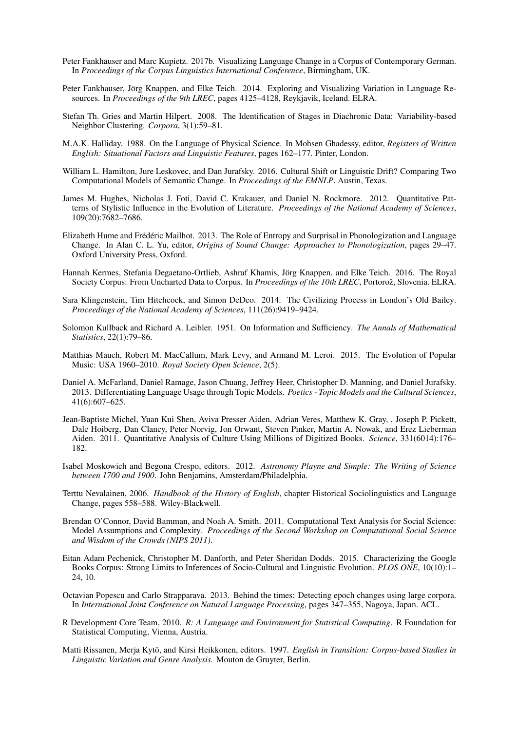Peter Fankhauser and Marc Kupietz. 2017b. Visualizing Language Change in a Corpus of Contemporary German. In *Proceedings of the Corpus Linguistics International Conference*, Birmingham, UK.

Peter Fankhauser, Jörg Knappen, and Elke Teich. 2014. Exploring and Visualizing Variation in Language Resources. In *Proceedings of the 9th LREC*, pages 4125–4128, Reykjavik, Iceland. ELRA.

Stefan Th. Gries and Martin Hilpert. 2008. The Identification of Stages in Diachronic Data: Variability-based Neighbor Clustering. *Corpora*, 3(1):59–81.

M.A.K. Halliday. 1988. On the Language of Physical Science. In Mohsen Ghadessy, editor, *Registers of Written English: Situational Factors and Linguistic Features*, pages 162–177. Pinter, London.

William L. Hamilton, Jure Leskovec, and Dan Jurafsky. 2016. Cultural Shift or Linguistic Drift? Comparing Two Computational Models of Semantic Change. In *Proceedings of the EMNLP*, Austin, Texas.

James M. Hughes, Nicholas J. Foti, David C. Krakauer, and Daniel N. Rockmore. 2012. Quantitative Patterns of Stylistic Influence in the Evolution of Literature. *Proceedings of the National Academy of Sciences*, 109(20):7682–7686.

Elizabeth Hume and Frédéric Mailhot. 2013. The Role of Entropy and Surprisal in Phonologization and Language Change. In Alan C. L. Yu, editor, *Origins of Sound Change: Approaches to Phonologization*, pages 29–47. Oxford University Press, Oxford.

Hannah Kermes, Stefania Degaetano-Ortlieb, Ashraf Khamis, Jörg Knappen, and Elke Teich. 2016. The Royal Society Corpus: From Uncharted Data to Corpus. In *Proceedings of the 10th LREC*, Portorož, Slovenia. ELRA.

Sara Klingenstein, Tim Hitchcock, and Simon DeDeo. 2014. The Civilizing Process in London's Old Bailey. *Proceedings of the National Academy of Sciences*, 111(26):9419–9424.

Solomon Kullback and Richard A. Leibler. 1951. On Information and Sufficiency. *The Annals of Mathematical Statistics*, 22(1):79–86.

Matthias Mauch, Robert M. MacCallum, Mark Levy, and Armand M. Leroi. 2015. The Evolution of Popular Music: USA 1960–2010. *Royal Society Open Science*, 2(5).

Daniel A. McFarland, Daniel Ramage, Jason Chuang, Jeffrey Heer, Christopher D. Manning, and Daniel Jurafsky. 2013. Differentiating Language Usage through Topic Models. *Poetics - Topic Models and the Cultural Sciences*, 41(6):607–625.

Jean-Baptiste Michel, Yuan Kui Shen, Aviva Presser Aiden, Adrian Veres, Matthew K. Gray, , Joseph P. Pickett, Dale Hoiberg, Dan Clancy, Peter Norvig, Jon Orwant, Steven Pinker, Martin A. Nowak, and Erez Lieberman Aiden. 2011. Quantitative Analysis of Culture Using Millions of Digitized Books. *Science*, 331(6014):176–182.

Isabel Moskowich and Begona Crespo, editors. 2012. *Astronomy Playne and Simple: The Writing of Science between 1700 and 1900*. John Benjamins, Amsterdam/Philadelphia.

Terttu Nevalainen, 2006. *Handbook of the History of English*, chapter Historical Sociolinguistics and Language Change, pages 558–588. Wiley-Blackwell.

Brendan O'Connor, David Bamman, and Noah A. Smith. 2011. Computational Text Analysis for Social Science: Model Assumptions and Complexity. *Proceedings of the Second Workshop on Computational Social Science and Wisdom of the Crowds (NIPS 2011)*.

Eitan Adam Pechenick, Christopher M. Danforth, and Peter Sheridan Dodds. 2015. Characterizing the Google Books Corpus: Strong Limits to Inferences of Socio-Cultural and Linguistic Evolution. *PLOS ONE*, 10(10):1–24, 10.

Octavian Popescu and Carlo Strapparava. 2013. Behind the times: Detecting epoch changes using large corpora. In *International Joint Conference on Natural Language Processing*, pages 347–355, Nagoya, Japan. ACL.

R Development Core Team, 2010. *R: A Language and Environment for Statistical Computing*. R Foundation for Statistical Computing, Vienna, Austria.

Matti Rissanen, Merja Kytö, and Kirsi Heikkonen, editors. 1997. *English in Transition: Corpus-based Studies in Linguistic Variation and Genre Analysis.* Mouton de Gruyter, Berlin.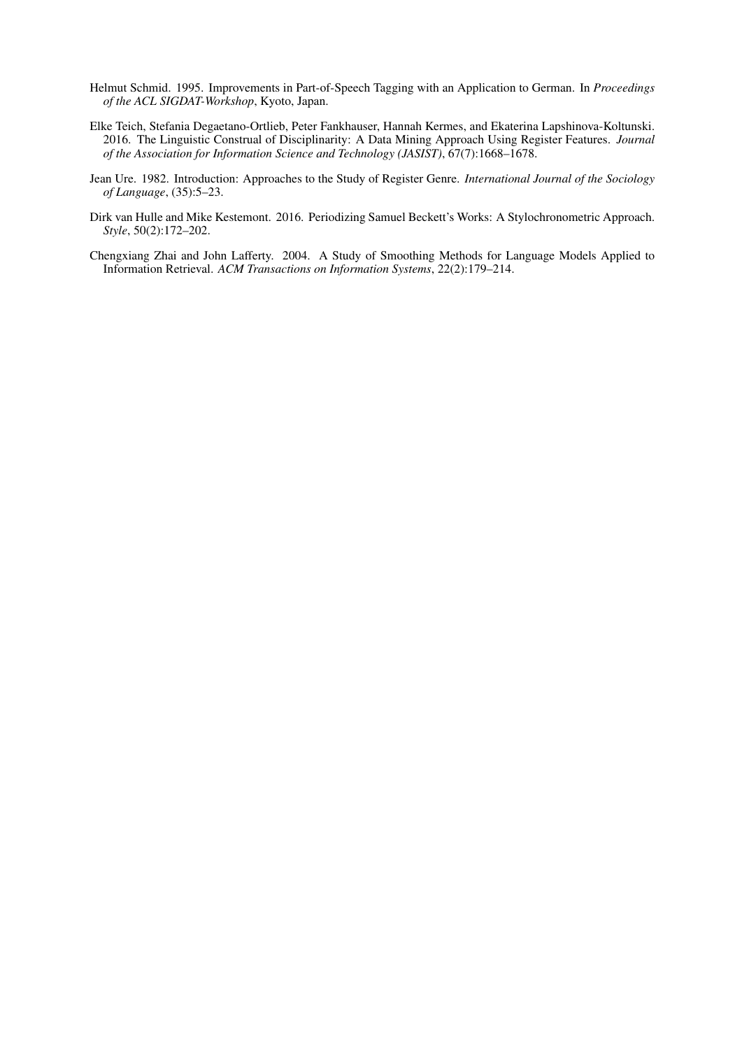Helmut Schmid. 1995. Improvements in Part-of-Speech Tagging with an Application to German. In *Proceedings of the ACL SIGDAT-Workshop*, Kyoto, Japan.

Elke Teich, Stefania Degaetano-Ortlieb, Peter Fankhauser, Hannah Kermes, and Ekaterina Lapshinova-Koltunski. 2016. The Linguistic Construal of Disciplinarity: A Data Mining Approach Using Register Features. *Journal of the Association for Information Science and Technology (JASIST)*, 67(7):1668–1678.

Jean Ure. 1982. Introduction: Approaches to the Study of Register Genre. *International Journal of the Sociology of Language*, (35):5–23.

Dirk van Hulle and Mike Kestemont. 2016. Periodizing Samuel Beckett's Works: A Stylochronometric Approach. *Style*, 50(2):172–202.

Chengxiang Zhai and John Lafferty. 2004. A Study of Smoothing Methods for Language Models Applied to Information Retrieval. *ACM Transactions on Information Systems*, 22(2):179–214.